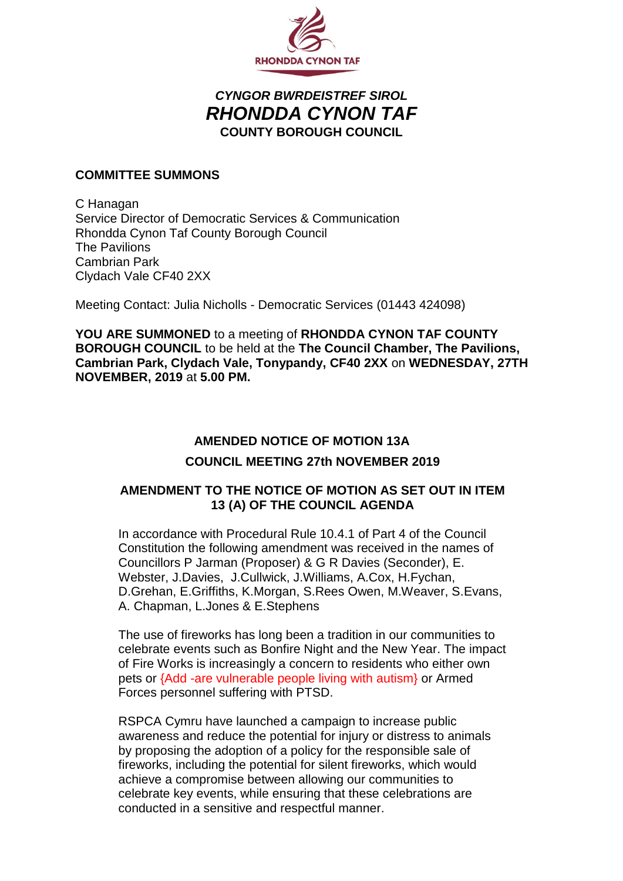RHONDDA CYNON TAF

*CYNGOR BWRDEISTREF SIROL*
***RHONDDA CYNON TAF***
**COUNTY BOROUGH COUNCIL**

**COMMITTEE SUMMONS**

C Hanagan
Service Director of Democratic Services & Communication
Rhondda Cynon Taf County Borough Council
The Pavilions
Cambrian Park
Clydach Vale CF40 2XX

Meeting Contact: Julia Nicholls - Democratic Services (01443 424098)

**YOU ARE SUMMONED** to a meeting of **RHONDDA CYNON TAF COUNTY BOROUGH COUNCIL** to be held at the **The Council Chamber, The Pavilions, Cambrian Park, Clydach Vale, Tonypandy, CF40 2XX** on **WEDNESDAY, 27TH NOVEMBER, 2019** at **5.00 PM.**

## AMENDED NOTICE OF MOTION 13A

## COUNCIL MEETING 27th NOVEMBER 2019

### AMENDMENT TO THE NOTICE OF MOTION AS SET OUT IN ITEM 13 (A) OF THE COUNCIL AGENDA

In accordance with Procedural Rule 10.4.1 of Part 4 of the Council Constitution the following amendment was received in the names of Councillors P Jarman (Proposer) & G R Davies (Seconder), E. Webster, J.Davies, J.Cullwick, J.Williams, A.Cox, H.Fychan, D.Grehan, E.Griffiths, K.Morgan, S.Rees Owen, M.Weaver, S.Evans, A. Chapman, L.Jones & E.Stephens

The use of fireworks has long been a tradition in our communities to celebrate events such as Bonfire Night and the New Year. The impact of Fire Works is increasingly a concern to residents who either own pets or {Add -are vulnerable people living with autism} or Armed Forces personnel suffering with PTSD.

RSPCA Cymru have launched a campaign to increase public awareness and reduce the potential for injury or distress to animals by proposing the adoption of a policy for the responsible sale of fireworks, including the potential for silent fireworks, which would achieve a compromise between allowing our communities to celebrate key events, while ensuring that these celebrations are conducted in a sensitive and respectful manner.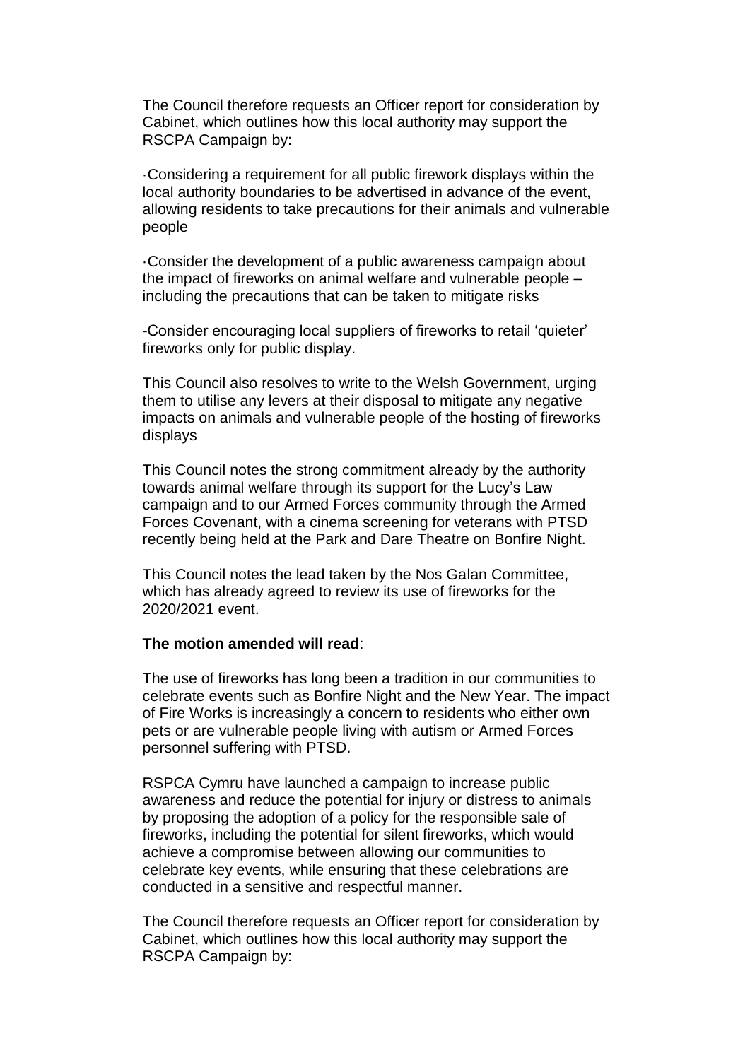The Council therefore requests an Officer report for consideration by Cabinet, which outlines how this local authority may support the RSCPA Campaign by:

·Considering a requirement for all public firework displays within the local authority boundaries to be advertised in advance of the event, allowing residents to take precautions for their animals and vulnerable people

·Consider the development of a public awareness campaign about the impact of fireworks on animal welfare and vulnerable people – including the precautions that can be taken to mitigate risks

-Consider encouraging local suppliers of fireworks to retail 'quieter' fireworks only for public display.

This Council also resolves to write to the Welsh Government, urging them to utilise any levers at their disposal to mitigate any negative impacts on animals and vulnerable people of the hosting of fireworks displays

This Council notes the strong commitment already by the authority towards animal welfare through its support for the Lucy's Law campaign and to our Armed Forces community through the Armed Forces Covenant, with a cinema screening for veterans with PTSD recently being held at the Park and Dare Theatre on Bonfire Night.

This Council notes the lead taken by the Nos Galan Committee, which has already agreed to review its use of fireworks for the 2020/2021 event.

**The motion amended will read**:

The use of fireworks has long been a tradition in our communities to celebrate events such as Bonfire Night and the New Year. The impact of Fire Works is increasingly a concern to residents who either own pets or are vulnerable people living with autism or Armed Forces personnel suffering with PTSD.

RSPCA Cymru have launched a campaign to increase public awareness and reduce the potential for injury or distress to animals by proposing the adoption of a policy for the responsible sale of fireworks, including the potential for silent fireworks, which would achieve a compromise between allowing our communities to celebrate key events, while ensuring that these celebrations are conducted in a sensitive and respectful manner.

The Council therefore requests an Officer report for consideration by Cabinet, which outlines how this local authority may support the RSCPA Campaign by: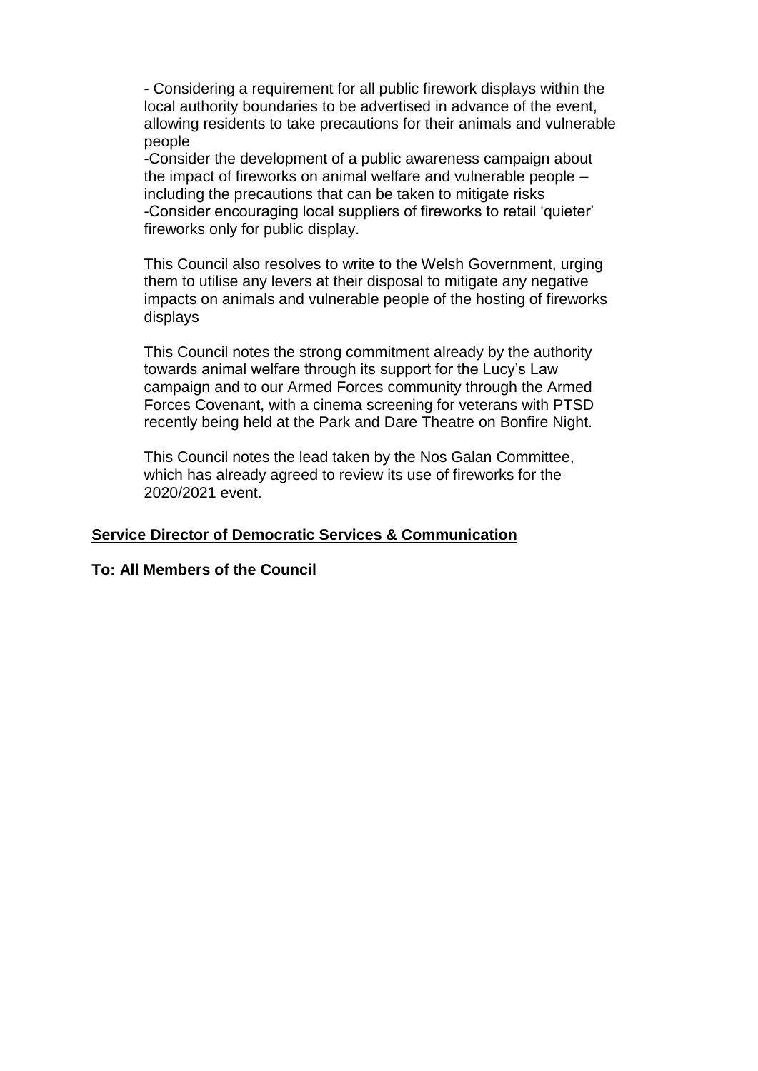- Considering a requirement for all public firework displays within the local authority boundaries to be advertised in advance of the event, allowing residents to take precautions for their animals and vulnerable people

-Consider the development of a public awareness campaign about the impact of fireworks on animal welfare and vulnerable people – including the precautions that can be taken to mitigate risks

-Consider encouraging local suppliers of fireworks to retail 'quieter' fireworks only for public display.

This Council also resolves to write to the Welsh Government, urging them to utilise any levers at their disposal to mitigate any negative impacts on animals and vulnerable people of the hosting of fireworks displays

This Council notes the strong commitment already by the authority towards animal welfare through its support for the Lucy's Law campaign and to our Armed Forces community through the Armed Forces Covenant, with a cinema screening for veterans with PTSD recently being held at the Park and Dare Theatre on Bonfire Night.

This Council notes the lead taken by the Nos Galan Committee, which has already agreed to review its use of fireworks for the 2020/2021 event.

**Service Director of Democratic Services & Communication**

**To: All Members of the Council**